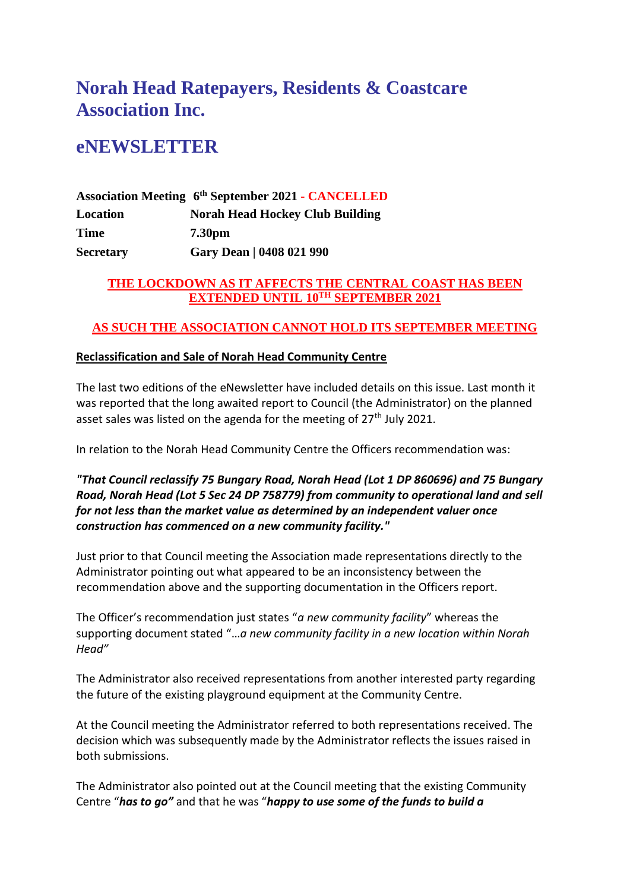# Norah Head Ratepayers, Residents & Coastcare Association Inc.

# eNEWSLETTER

| | |
|---|---|
| **Association Meeting** | **6th September 2021 - CANCELLED** |
| **Location** | **Norah Head Hockey Club Building** |
| **Time** | **7.30pm** |
| **Secretary** | **Gary Dean \| 0408 021 990** |

**THE LOCKDOWN AS IT AFFECTS THE CENTRAL COAST HAS BEEN EXTENDED UNTIL 10TH SEPTEMBER 2021**

**AS SUCH THE ASSOCIATION CANNOT HOLD ITS SEPTEMBER MEETING**

**Reclassification and Sale of Norah Head Community Centre**

The last two editions of the eNewsletter have included details on this issue. Last month it was reported that the long awaited report to Council (the Administrator) on the planned asset sales was listed on the agenda for the meeting of 27th July 2021.

In relation to the Norah Head Community Centre the Officers recommendation was:

***"That Council reclassify 75 Bungary Road, Norah Head (Lot 1 DP 860696) and 75 Bungary Road, Norah Head (Lot 5 Sec 24 DP 758779) from community to operational land and sell for not less than the market value as determined by an independent valuer once construction has commenced on a new community facility."***

Just prior to that Council meeting the Association made representations directly to the Administrator pointing out what appeared to be an inconsistency between the recommendation above and the supporting documentation in the Officers report.

The Officer's recommendation just states "*a new community facility*" whereas the supporting document stated "*…a new community facility in a new location within Norah Head"*

The Administrator also received representations from another interested party regarding the future of the existing playground equipment at the Community Centre.

At the Council meeting the Administrator referred to both representations received. The decision which was subsequently made by the Administrator reflects the issues raised in both submissions.

The Administrator also pointed out at the Council meeting that the existing Community Centre "***has to go"*** and that he was "***happy to use some of the funds to build a***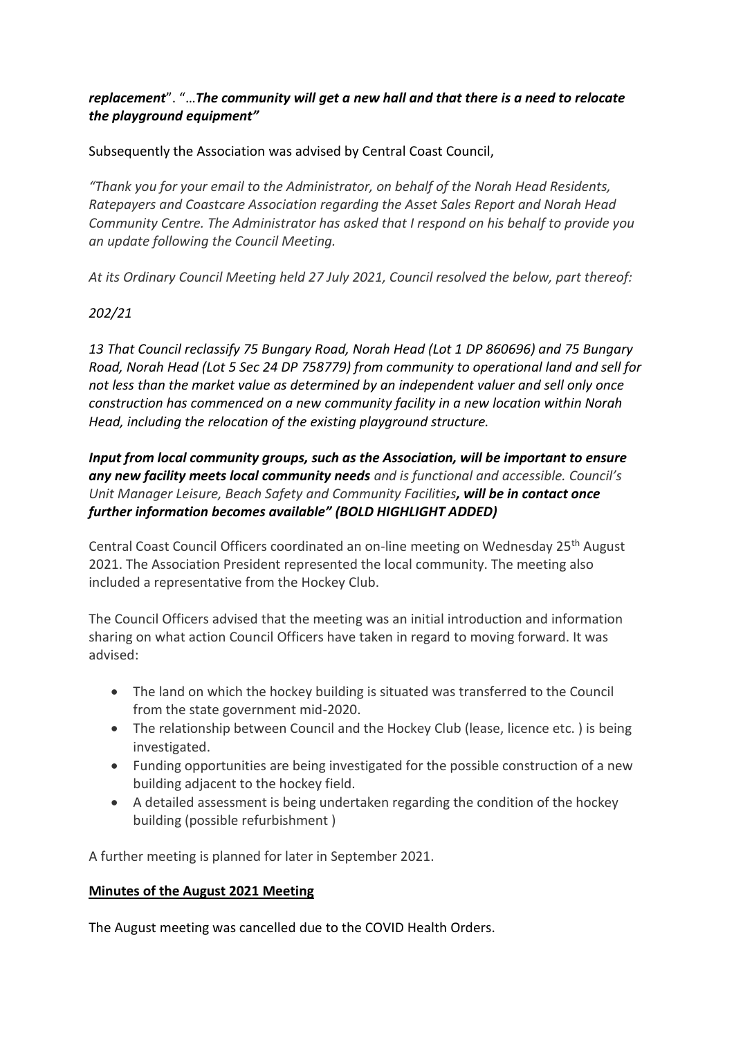***replacement***". "…***The community will get a new hall and that there is a need to relocate the playground equipment"***

Subsequently the Association was advised by Central Coast Council,

*"Thank you for your email to the Administrator, on behalf of the Norah Head Residents, Ratepayers and Coastcare Association regarding the Asset Sales Report and Norah Head Community Centre. The Administrator has asked that I respond on his behalf to provide you an update following the Council Meeting.*

*At its Ordinary Council Meeting held 27 July 2021, Council resolved the below, part thereof:*

*202/21*

*13 That Council reclassify 75 Bungary Road, Norah Head (Lot 1 DP 860696) and 75 Bungary Road, Norah Head (Lot 5 Sec 24 DP 758779) from community to operational land and sell for not less than the market value as determined by an independent valuer and sell only once construction has commenced on a new community facility in a new location within Norah Head, including the relocation of the existing playground structure.*

***Input from local community groups, such as the Association, will be important to ensure any new facility meets local community needs*** *and is functional and accessible. Council's Unit Manager Leisure, Beach Safety and Community Facilities****, will be in contact once further information becomes available" (BOLD HIGHLIGHT ADDED)***

Central Coast Council Officers coordinated an on-line meeting on Wednesday 25th August 2021. The Association President represented the local community. The meeting also included a representative from the Hockey Club.

The Council Officers advised that the meeting was an initial introduction and information sharing on what action Council Officers have taken in regard to moving forward. It was advised:

- The land on which the hockey building is situated was transferred to the Council from the state government mid-2020.
- The relationship between Council and the Hockey Club (lease, licence etc. ) is being investigated.
- Funding opportunities are being investigated for the possible construction of a new building adjacent to the hockey field.
- A detailed assessment is being undertaken regarding the condition of the hockey building (possible refurbishment )

A further meeting is planned for later in September 2021.

**Minutes of the August 2021 Meeting**

The August meeting was cancelled due to the COVID Health Orders.